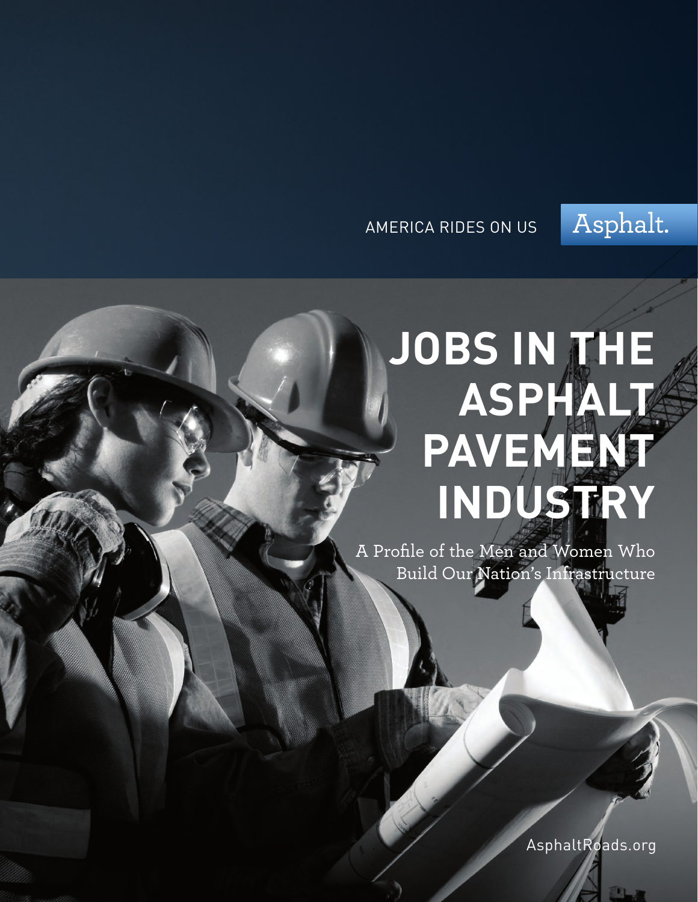AMERICA RIDES ON US

Asphalt.

# JOBS IN THE ASPHALT PAVEMENT INDUSTRY

A Profile of the Men and Women Who Build Our Nation's Infrastructure

AsphaltRoads.org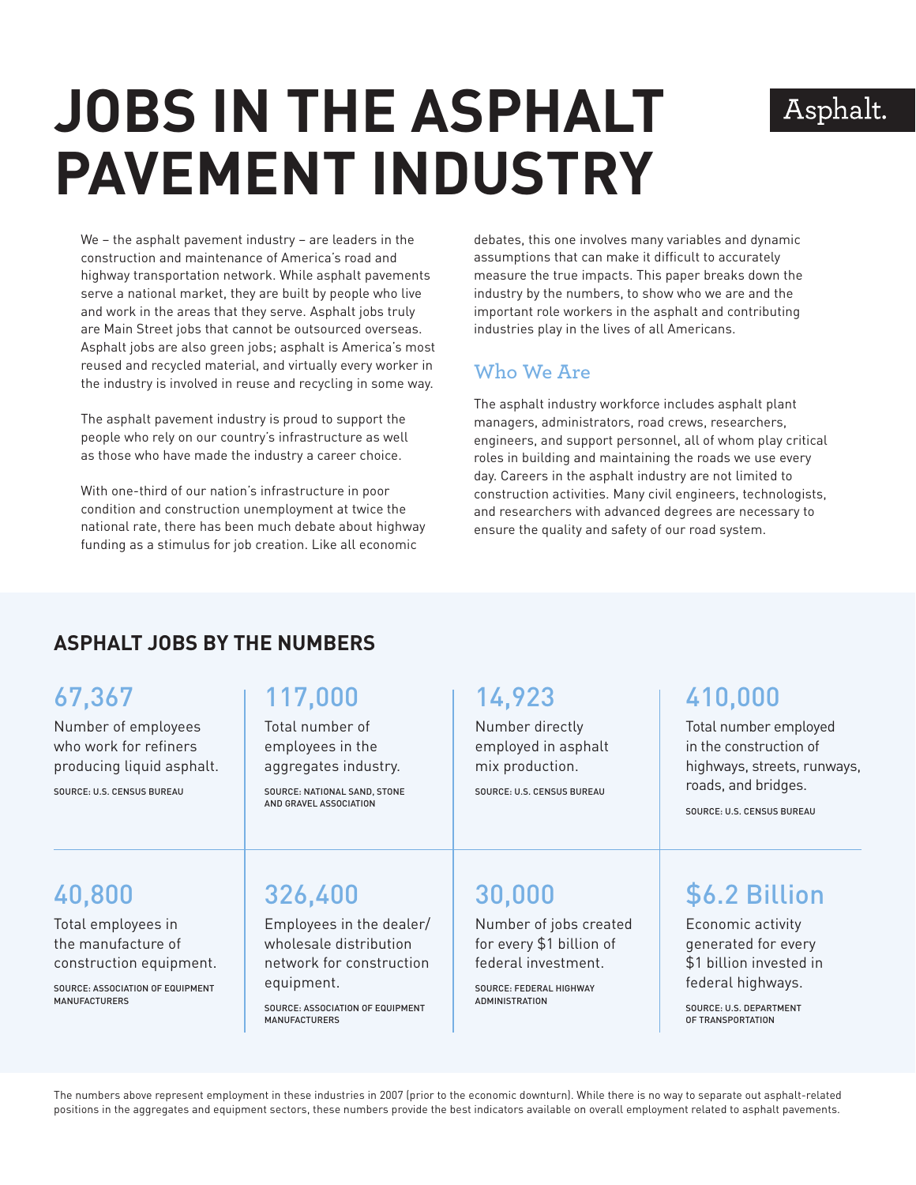# JOBS IN THE ASPHALT PAVEMENT INDUSTRY

Asphalt.

We – the asphalt pavement industry – are leaders in the construction and maintenance of America's road and highway transportation network. While asphalt pavements serve a national market, they are built by people who live and work in the areas that they serve. Asphalt jobs truly are Main Street jobs that cannot be outsourced overseas. Asphalt jobs are also green jobs; asphalt is America's most reused and recycled material, and virtually every worker in the industry is involved in reuse and recycling in some way.

The asphalt pavement industry is proud to support the people who rely on our country's infrastructure as well as those who have made the industry a career choice.

With one-third of our nation's infrastructure in poor condition and construction unemployment at twice the national rate, there has been much debate about highway funding as a stimulus for job creation. Like all economic debates, this one involves many variables and dynamic assumptions that can make it difficult to accurately measure the true impacts. This paper breaks down the industry by the numbers, to show who we are and the important role workers in the asphalt and contributing industries play in the lives of all Americans.

## Who We Are

The asphalt industry workforce includes asphalt plant managers, administrators, road crews, researchers, engineers, and support personnel, all of whom play critical roles in building and maintaining the roads we use every day. Careers in the asphalt industry are not limited to construction activities. Many civil engineers, technologists, and researchers with advanced degrees are necessary to ensure the quality and safety of our road system.

## ASPHALT JOBS BY THE NUMBERS

**67,367**
Number of employees who work for refiners producing liquid asphalt.
SOURCE: U.S. CENSUS BUREAU

**117,000**
Total number of employees in the aggregates industry.
SOURCE: NATIONAL SAND, STONE AND GRAVEL ASSOCIATION

**14,923**
Number directly employed in asphalt mix production.
SOURCE: U.S. CENSUS BUREAU

**410,000**
Total number employed in the construction of highways, streets, runways, roads, and bridges.
SOURCE: U.S. CENSUS BUREAU

**40,800**
Total employees in the manufacture of construction equipment.
SOURCE: ASSOCIATION OF EQUIPMENT MANUFACTURERS

**326,400**
Employees in the dealer/wholesale distribution network for construction equipment.
SOURCE: ASSOCIATION OF EQUIPMENT MANUFACTURERS

**30,000**
Number of jobs created for every $1 billion of federal investment.
SOURCE: FEDERAL HIGHWAY ADMINISTRATION

**$6.2 Billion**
Economic activity generated for every $1 billion invested in federal highways.
SOURCE: U.S. DEPARTMENT OF TRANSPORTATION

The numbers above represent employment in these industries in 2007 (prior to the economic downturn). While there is no way to separate out asphalt-related positions in the aggregates and equipment sectors, these numbers provide the best indicators available on overall employment related to asphalt pavements.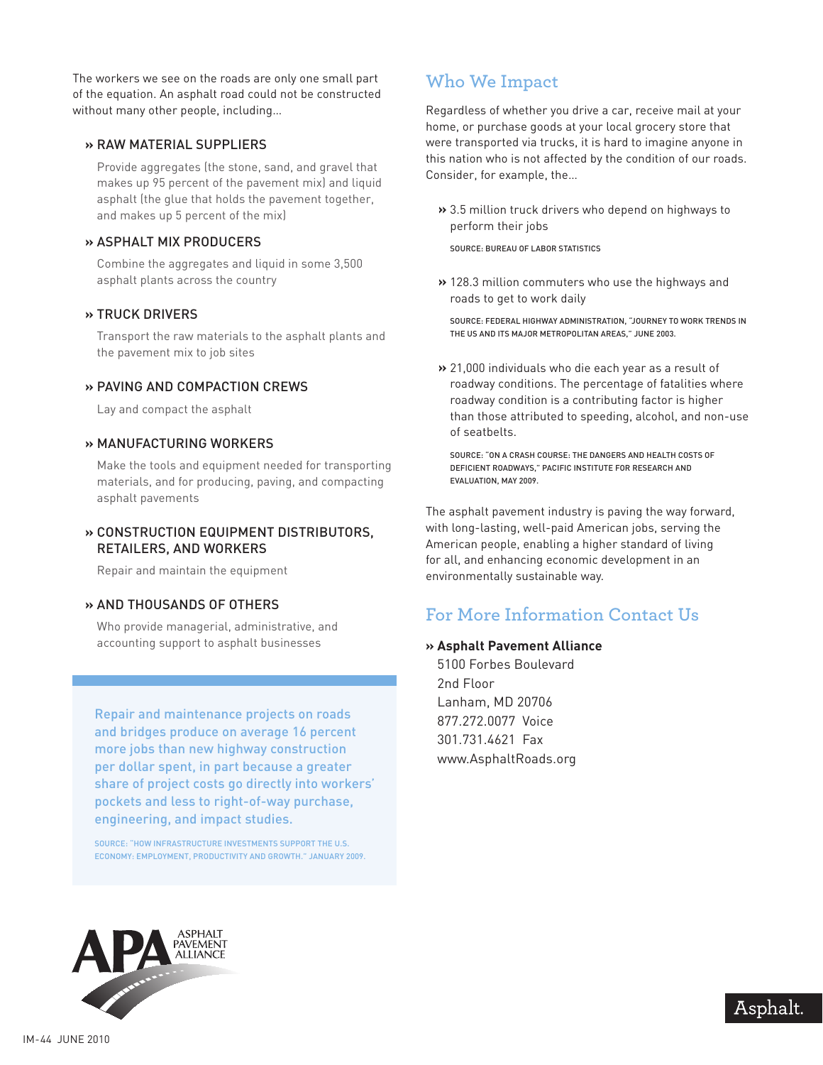The workers we see on the roads are only one small part of the equation. An asphalt road could not be constructed without many other people, including…

### » RAW MATERIAL SUPPLIERS

Provide aggregates (the stone, sand, and gravel that makes up 95 percent of the pavement mix) and liquid asphalt (the glue that holds the pavement together, and makes up 5 percent of the mix)

### » ASPHALT MIX PRODUCERS

Combine the aggregates and liquid in some 3,500 asphalt plants across the country

### » TRUCK DRIVERS

Transport the raw materials to the asphalt plants and the pavement mix to job sites

### » PAVING AND COMPACTION CREWS

Lay and compact the asphalt

### » MANUFACTURING WORKERS

Make the tools and equipment needed for transporting materials, and for producing, paving, and compacting asphalt pavements

### » CONSTRUCTION EQUIPMENT DISTRIBUTORS, RETAILERS, AND WORKERS

Repair and maintain the equipment

### » AND THOUSANDS OF OTHERS

Who provide managerial, administrative, and accounting support to asphalt businesses

Repair and maintenance projects on roads and bridges produce on average 16 percent more jobs than new highway construction per dollar spent, in part because a greater share of project costs go directly into workers' pockets and less to right-of-way purchase, engineering, and impact studies.

SOURCE: "HOW INFRASTRUCTURE INVESTMENTS SUPPORT THE U.S. ECONOMY: EMPLOYMENT, PRODUCTIVITY AND GROWTH." JANUARY 2009.

## Who We Impact

Regardless of whether you drive a car, receive mail at your home, or purchase goods at your local grocery store that were transported via trucks, it is hard to imagine anyone in this nation who is not affected by the condition of our roads. Consider, for example, the…

- 3.5 million truck drivers who depend on highways to perform their jobs

  SOURCE: BUREAU OF LABOR STATISTICS

- 128.3 million commuters who use the highways and roads to get to work daily

  SOURCE: FEDERAL HIGHWAY ADMINISTRATION, "JOURNEY TO WORK TRENDS IN THE US AND ITS MAJOR METROPOLITAN AREAS," JUNE 2003.

- 21,000 individuals who die each year as a result of roadway conditions. The percentage of fatalities where roadway condition is a contributing factor is higher than those attributed to speeding, alcohol, and non-use of seatbelts.

  SOURCE: "ON A CRASH COURSE: THE DANGERS AND HEALTH COSTS OF DEFICIENT ROADWAYS," PACIFIC INSTITUTE FOR RESEARCH AND EVALUATION, MAY 2009.

The asphalt pavement industry is paving the way forward, with long-lasting, well-paid American jobs, serving the American people, enabling a higher standard of living for all, and enhancing economic development in an environmentally sustainable way.

## For More Information Contact Us

**» Asphalt Pavement Alliance**
5100 Forbes Boulevard
2nd Floor
Lanham, MD 20706
877.272.0077 Voice
301.731.4621 Fax
www.AsphaltRoads.org

APA ASPHALT PAVEMENT ALLIANCE

Asphalt.

IM-44 JUNE 2010